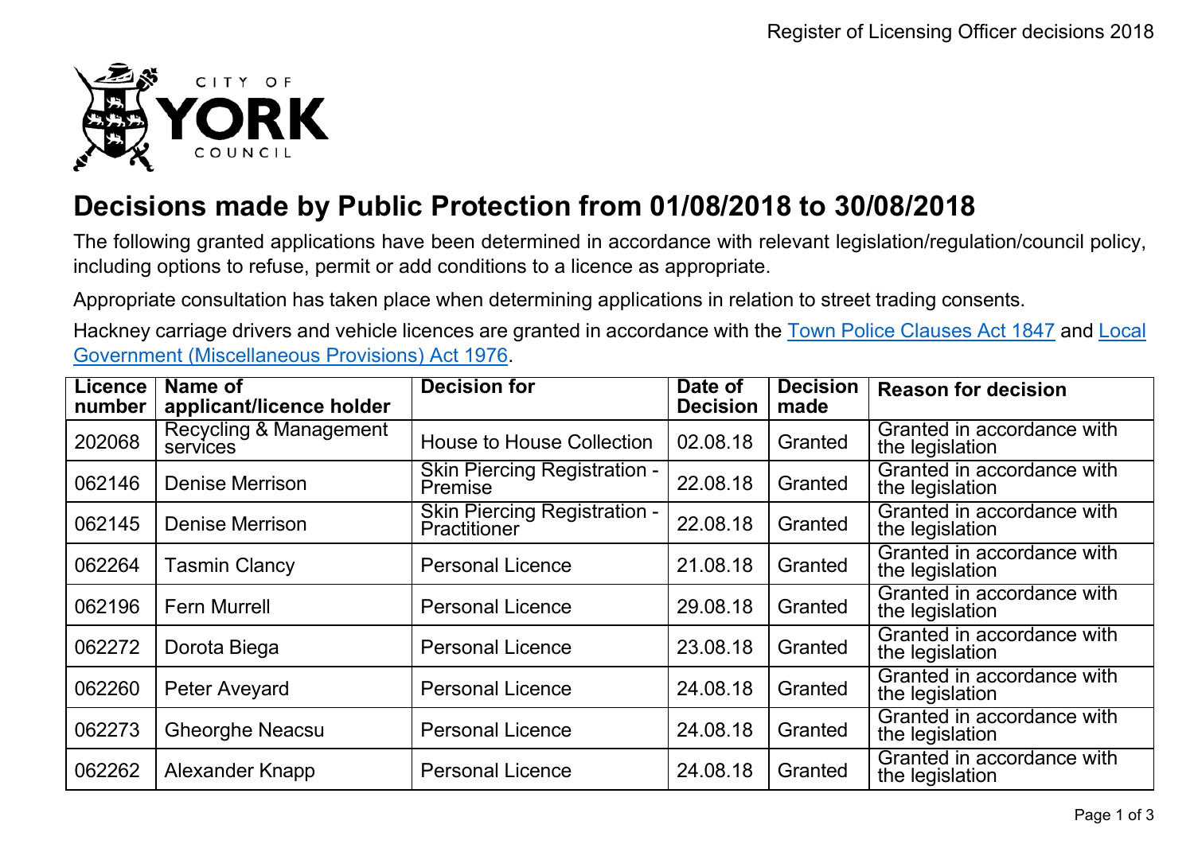# Decisions made by Public Protection from 01/08/2018 to 30/08/2018

The following granted applications have been determined in accordance with relevant legislation/regulation/council policy, including options to refuse, permit or add conditions to a licence as appropriate.

Appropriate consultation has taken place when determining applications in relation to street trading consents.

Hackney carriage drivers and vehicle licences are granted in accordance with the Town Police Clauses Act 1847 and Local Government (Miscellaneous Provisions) Act 1976.

| Licence number | Name of applicant/licence holder | Decision for | Date of Decision | Decision made | Reason for decision |
|---|---|---|---|---|---|
| 202068 | Recycling & Management services | House to House Collection | 02.08.18 | Granted | Granted in accordance with the legislation |
| 062146 | Denise Merrison | Skin Piercing Registration - Premise | 22.08.18 | Granted | Granted in accordance with the legislation |
| 062145 | Denise Merrison | Skin Piercing Registration - Practitioner | 22.08.18 | Granted | Granted in accordance with the legislation |
| 062264 | Tasmin Clancy | Personal Licence | 21.08.18 | Granted | Granted in accordance with the legislation |
| 062196 | Fern Murrell | Personal Licence | 29.08.18 | Granted | Granted in accordance with the legislation |
| 062272 | Dorota Biega | Personal Licence | 23.08.18 | Granted | Granted in accordance with the legislation |
| 062260 | Peter Aveyard | Personal Licence | 24.08.18 | Granted | Granted in accordance with the legislation |
| 062273 | Gheorghe Neacsu | Personal Licence | 24.08.18 | Granted | Granted in accordance with the legislation |
| 062262 | Alexander Knapp | Personal Licence | 24.08.18 | Granted | Granted in accordance with the legislation |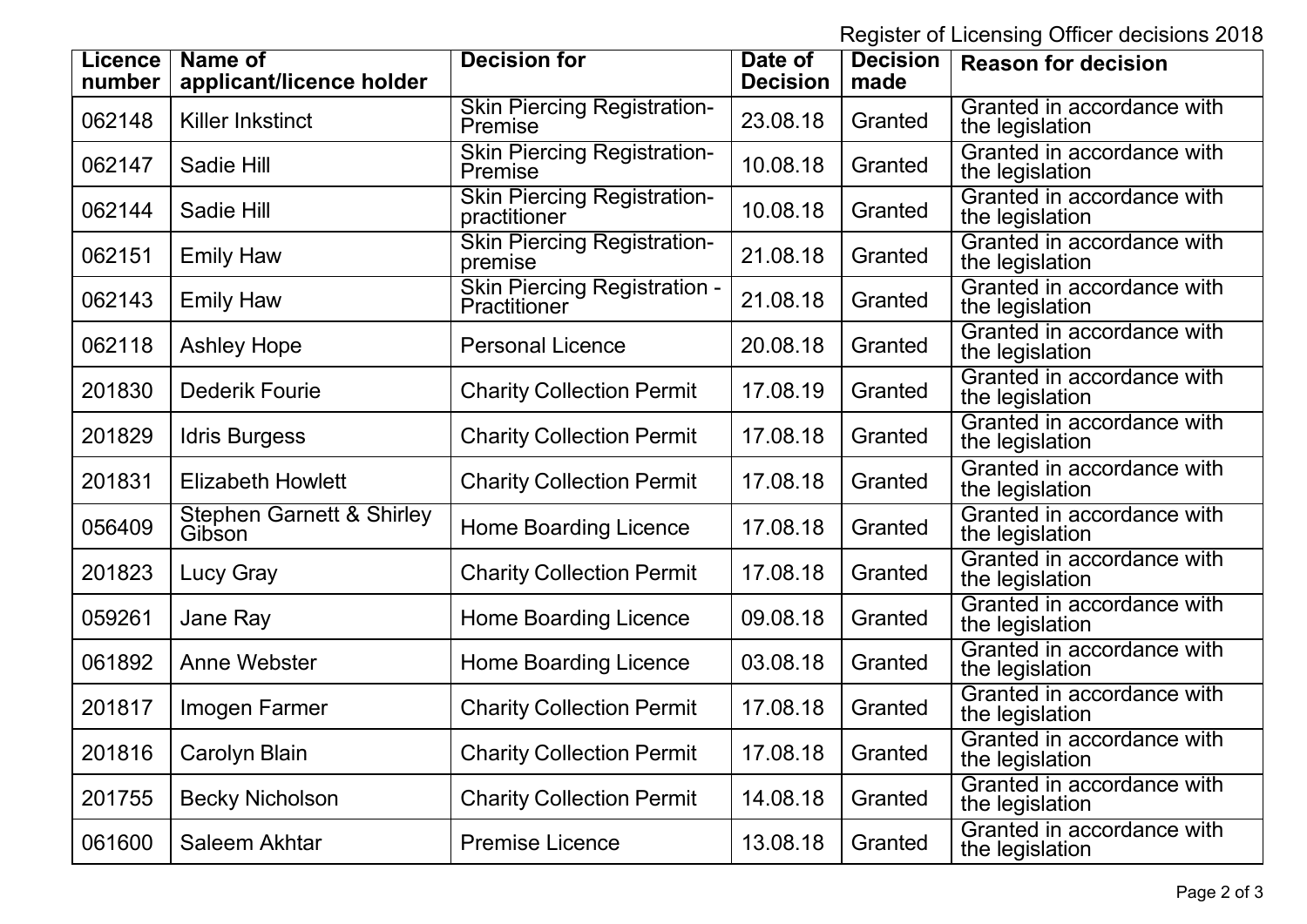Register of Licensing Officer decisions 2018

| Licence number | Name of applicant/licence holder | Decision for | Date of Decision | Decision made | Reason for decision |
|---|---|---|---|---|---|
| 062148 | Killer Inkstinct | Skin Piercing Registration-Premise | 23.08.18 | Granted | Granted in accordance with the legislation |
| 062147 | Sadie Hill | Skin Piercing Registration-Premise | 10.08.18 | Granted | Granted in accordance with the legislation |
| 062144 | Sadie Hill | Skin Piercing Registration-practitioner | 10.08.18 | Granted | Granted in accordance with the legislation |
| 062151 | Emily Haw | Skin Piercing Registration-premise | 21.08.18 | Granted | Granted in accordance with the legislation |
| 062143 | Emily Haw | Skin Piercing Registration - Practitioner | 21.08.18 | Granted | Granted in accordance with the legislation |
| 062118 | Ashley Hope | Personal Licence | 20.08.18 | Granted | Granted in accordance with the legislation |
| 201830 | Dederik Fourie | Charity Collection Permit | 17.08.19 | Granted | Granted in accordance with the legislation |
| 201829 | Idris Burgess | Charity Collection Permit | 17.08.18 | Granted | Granted in accordance with the legislation |
| 201831 | Elizabeth Howlett | Charity Collection Permit | 17.08.18 | Granted | Granted in accordance with the legislation |
| 056409 | Stephen Garnett & Shirley Gibson | Home Boarding Licence | 17.08.18 | Granted | Granted in accordance with the legislation |
| 201823 | Lucy Gray | Charity Collection Permit | 17.08.18 | Granted | Granted in accordance with the legislation |
| 059261 | Jane Ray | Home Boarding Licence | 09.08.18 | Granted | Granted in accordance with the legislation |
| 061892 | Anne Webster | Home Boarding Licence | 03.08.18 | Granted | Granted in accordance with the legislation |
| 201817 | Imogen Farmer | Charity Collection Permit | 17.08.18 | Granted | Granted in accordance with the legislation |
| 201816 | Carolyn Blain | Charity Collection Permit | 17.08.18 | Granted | Granted in accordance with the legislation |
| 201755 | Becky Nicholson | Charity Collection Permit | 14.08.18 | Granted | Granted in accordance with the legislation |
| 061600 | Saleem Akhtar | Premise Licence | 13.08.18 | Granted | Granted in accordance with the legislation |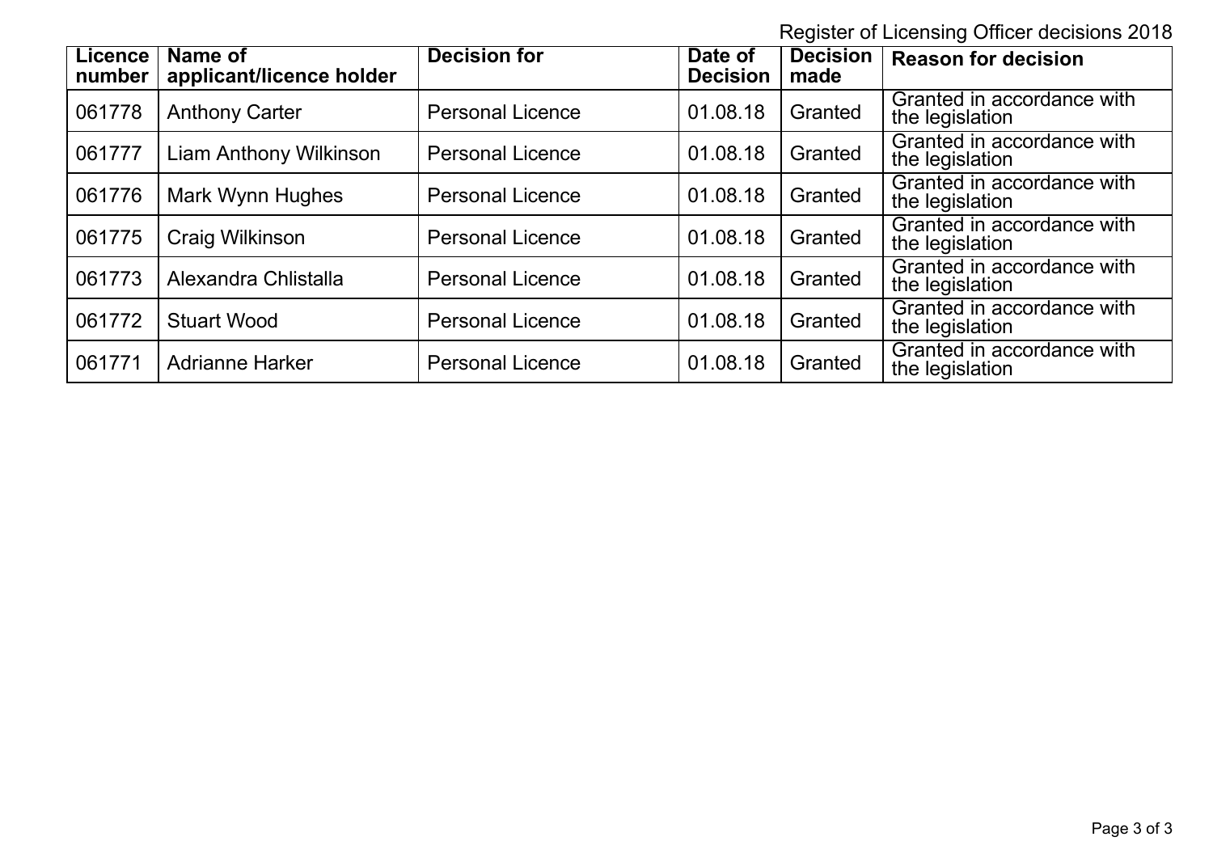Register of Licensing Officer decisions 2018

| Licence number | Name of applicant/licence holder | Decision for | Date of Decision | Decision made | Reason for decision |
|---|---|---|---|---|---|
| 061778 | Anthony Carter | Personal Licence | 01.08.18 | Granted | Granted in accordance with the legislation |
| 061777 | Liam Anthony Wilkinson | Personal Licence | 01.08.18 | Granted | Granted in accordance with the legislation |
| 061776 | Mark Wynn Hughes | Personal Licence | 01.08.18 | Granted | Granted in accordance with the legislation |
| 061775 | Craig Wilkinson | Personal Licence | 01.08.18 | Granted | Granted in accordance with the legislation |
| 061773 | Alexandra Chlistalla | Personal Licence | 01.08.18 | Granted | Granted in accordance with the legislation |
| 061772 | Stuart Wood | Personal Licence | 01.08.18 | Granted | Granted in accordance with the legislation |
| 061771 | Adrianne Harker | Personal Licence | 01.08.18 | Granted | Granted in accordance with the legislation |